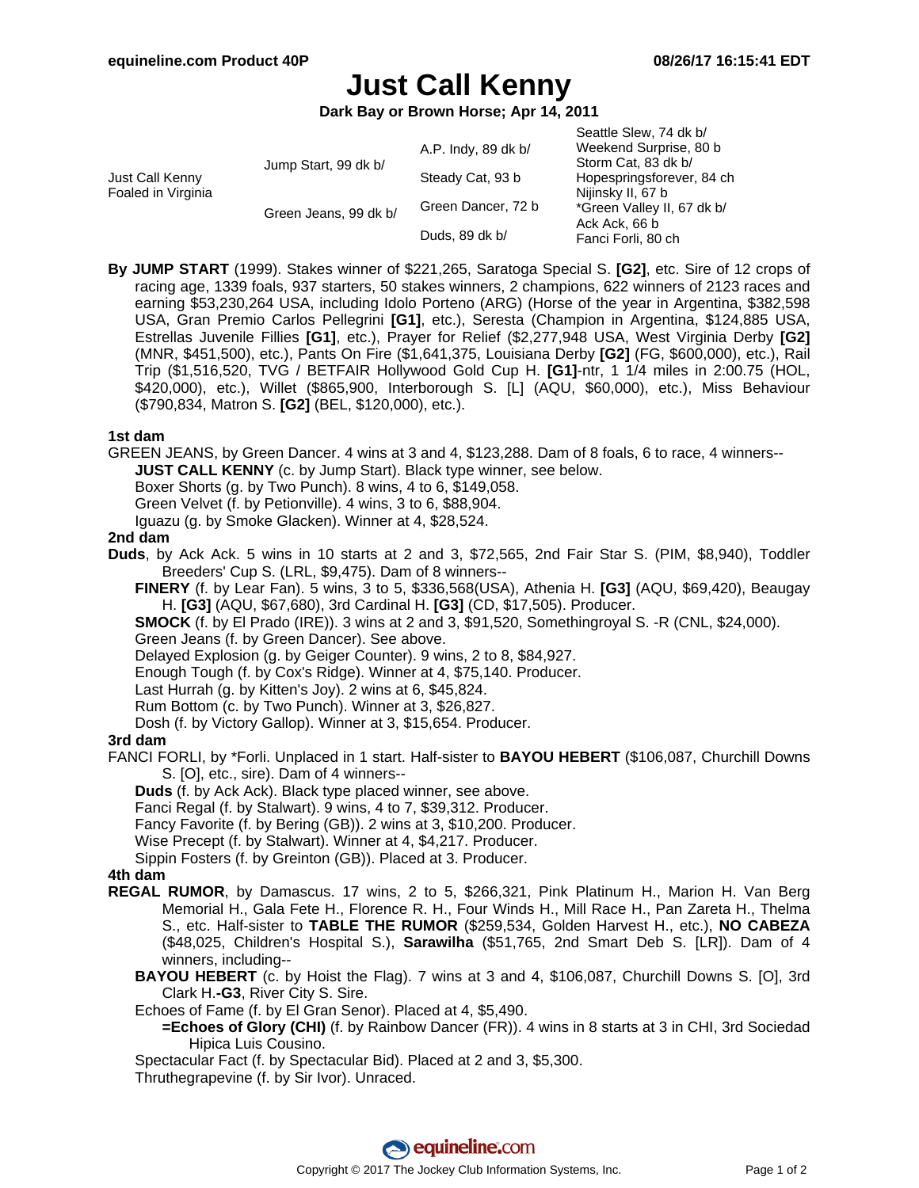# Just Call Kenny

**Dark Bay or Brown Horse; Apr 14, 2011**

| | | | |
|---|---|---|---|
| Just Call Kenny Foaled in Virginia | Jump Start, 99 dk b/ | A.P. Indy, 89 dk b/ | Seattle Slew, 74 dk b/ |
| | | | Weekend Surprise, 80 b |
| | | Steady Cat, 93 b | Storm Cat, 83 dk b/ |
| | | | Hopespringsforever, 84 ch |
| | Green Jeans, 99 dk b/ | Green Dancer, 72 b | Nijinsky II, 67 b |
| | | | *Green Valley II, 67 dk b/ |
| | | Duds, 89 dk b/ | Ack Ack, 66 b |
| | | | Fanci Forli, 80 ch |

**By JUMP START** (1999). Stakes winner of $221,265, Saratoga Special S. **[G2]**, etc. Sire of 12 crops of racing age, 1339 foals, 937 starters, 50 stakes winners, 2 champions, 622 winners of 2123 races and earning $53,230,264 USA, including Idolo Porteno (ARG) (Horse of the year in Argentina, $382,598 USA, Gran Premio Carlos Pellegrini **[G1]**, etc.), Seresta (Champion in Argentina, $124,885 USA, Estrellas Juvenile Fillies **[G1]**, etc.), Prayer for Relief ($2,277,948 USA, West Virginia Derby **[G2]** (MNR, $451,500), etc.), Pants On Fire ($1,641,375, Louisiana Derby **[G2]** (FG, $600,000), etc.), Rail Trip ($1,516,520, TVG / BETFAIR Hollywood Gold Cup H. **[G1]**-ntr, 1 1/4 miles in 2:00.75 (HOL, $420,000), etc.), Willet ($865,900, Interborough S. [L] (AQU, $60,000), etc.), Miss Behaviour ($790,834, Matron S. **[G2]** (BEL, $120,000), etc.).

### 1st dam

GREEN JEANS, by Green Dancer. 4 wins at 3 and 4, $123,288. Dam of 8 foals, 6 to race, 4 winners--

- **JUST CALL KENNY** (c. by Jump Start). Black type winner, see below.
- Boxer Shorts (g. by Two Punch). 8 wins, 4 to 6, $149,058.
- Green Velvet (f. by Petionville). 4 wins, 3 to 6, $88,904.
- Iguazu (g. by Smoke Glacken). Winner at 4, $28,524.

### 2nd dam

**Duds**, by Ack Ack. 5 wins in 10 starts at 2 and 3, $72,565, 2nd Fair Star S. (PIM, $8,940), Toddler Breeders' Cup S. (LRL, $9,475). Dam of 8 winners--

- **FINERY** (f. by Lear Fan). 5 wins, 3 to 5, $336,568(USA), Athenia H. **[G3]** (AQU, $69,420), Beaugay H. **[G3]** (AQU, $67,680), 3rd Cardinal H. **[G3]** (CD, $17,505). Producer.
- **SMOCK** (f. by El Prado (IRE)). 3 wins at 2 and 3, $91,520, Somethingroyal S. -R (CNL, $24,000).
- Green Jeans (f. by Green Dancer). See above.
- Delayed Explosion (g. by Geiger Counter). 9 wins, 2 to 8, $84,927.
- Enough Tough (f. by Cox's Ridge). Winner at 4, $75,140. Producer.
- Last Hurrah (g. by Kitten's Joy). 2 wins at 6, $45,824.
- Rum Bottom (c. by Two Punch). Winner at 3, $26,827.
- Dosh (f. by Victory Gallop). Winner at 3, $15,654. Producer.

### 3rd dam

FANCI FORLI, by *Forli. Unplaced in 1 start. Half-sister to **BAYOU HEBERT** ($106,087, Churchill Downs S. [O], etc., sire). Dam of 4 winners--

- **Duds** (f. by Ack Ack). Black type placed winner, see above.
- Fanci Regal (f. by Stalwart). 9 wins, 4 to 7, $39,312. Producer.
- Fancy Favorite (f. by Bering (GB)). 2 wins at 3, $10,200. Producer.
- Wise Precept (f. by Stalwart). Winner at 4, $4,217. Producer.
- Sippin Fosters (f. by Greinton (GB)). Placed at 3. Producer.

### 4th dam

**REGAL RUMOR**, by Damascus. 17 wins, 2 to 5, $266,321, Pink Platinum H., Marion H. Van Berg Memorial H., Gala Fete H., Florence R. H., Four Winds H., Mill Race H., Pan Zareta H., Thelma S., etc. Half-sister to **TABLE THE RUMOR** ($259,534, Golden Harvest H., etc.), **NO CABEZA** ($48,025, Children's Hospital S.), **Sarawilha** ($51,765, 2nd Smart Deb S. [LR]). Dam of 4 winners, including--

- **BAYOU HEBERT** (c. by Hoist the Flag). 7 wins at 3 and 4, $106,087, Churchill Downs S. [O], 3rd Clark H.**-G3**, River City S. Sire.
- Echoes of Fame (f. by El Gran Senor). Placed at 4, $5,490.
  - **=Echoes of Glory (CHI)** (f. by Rainbow Dancer (FR)). 4 wins in 8 starts at 3 in CHI, 3rd Sociedad Hipica Luis Cousino.
- Spectacular Fact (f. by Spectacular Bid). Placed at 2 and 3, $5,300.
- Thruthegrapevine (f. by Sir Ivor). Unraced.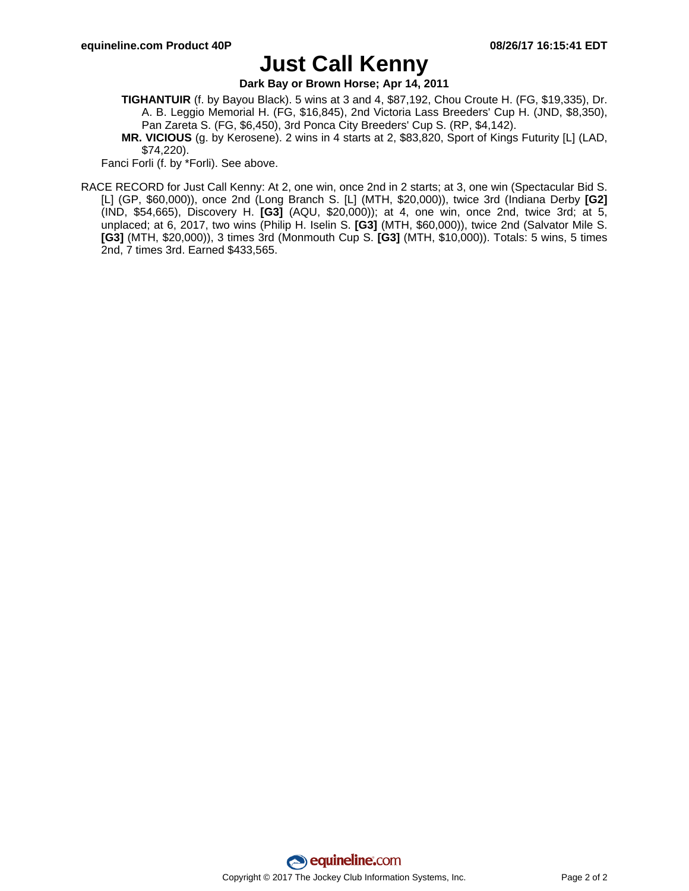# Just Call Kenny

**Dark Bay or Brown Horse; Apr 14, 2011**

**TIGHANTUIR** (f. by Bayou Black). 5 wins at 3 and 4, $87,192, Chou Croute H. (FG, $19,335), Dr. A. B. Leggio Memorial H. (FG, $16,845), 2nd Victoria Lass Breeders' Cup H. (JND, $8,350), Pan Zareta S. (FG, $6,450), 3rd Ponca City Breeders' Cup S. (RP, $4,142).

**MR. VICIOUS** (g. by Kerosene). 2 wins in 4 starts at 2, $83,820, Sport of Kings Futurity [L] (LAD, $74,220).

Fanci Forli (f. by *Forli). See above.

RACE RECORD for Just Call Kenny: At 2, one win, once 2nd in 2 starts; at 3, one win (Spectacular Bid S. [L] (GP, $60,000)), once 2nd (Long Branch S. [L] (MTH, $20,000)), twice 3rd (Indiana Derby **[G2]** (IND, $54,665), Discovery H. **[G3]** (AQU, $20,000)); at 4, one win, once 2nd, twice 3rd; at 5, unplaced; at 6, 2017, two wins (Philip H. Iselin S. **[G3]** (MTH, $60,000)), twice 2nd (Salvator Mile S. **[G3]** (MTH, $20,000)), 3 times 3rd (Monmouth Cup S. **[G3]** (MTH, $10,000)). Totals: 5 wins, 5 times 2nd, 7 times 3rd. Earned $433,565.